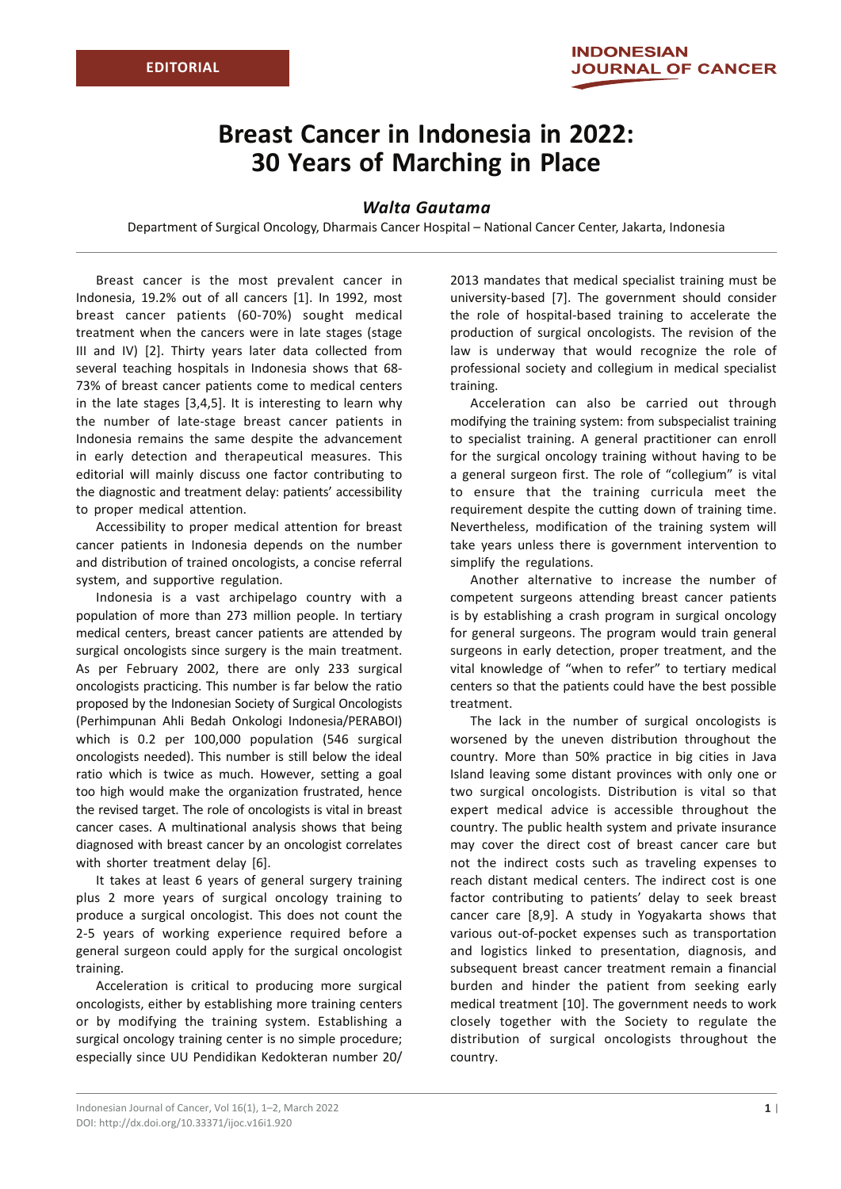EDITORIAL

# Breast Cancer in Indonesia in 2022: 30 Years of Marching in Place

***Walta Gautama***

Department of Surgical Oncology, Dharmais Cancer Hospital – National Cancer Center, Jakarta, Indonesia

Breast cancer is the most prevalent cancer in Indonesia, 19.2% out of all cancers [1]. In 1992, most breast cancer patients (60-70%) sought medical treatment when the cancers were in late stages (stage III and IV) [2]. Thirty years later data collected from several teaching hospitals in Indonesia shows that 68-73% of breast cancer patients come to medical centers in the late stages [3,4,5]. It is interesting to learn why the number of late-stage breast cancer patients in Indonesia remains the same despite the advancement in early detection and therapeutical measures. This editorial will mainly discuss one factor contributing to the diagnostic and treatment delay: patients' accessibility to proper medical attention.

Accessibility to proper medical attention for breast cancer patients in Indonesia depends on the number and distribution of trained oncologists, a concise referral system, and supportive regulation.

Indonesia is a vast archipelago country with a population of more than 273 million people. In tertiary medical centers, breast cancer patients are attended by surgical oncologists since surgery is the main treatment. As per February 2002, there are only 233 surgical oncologists practicing. This number is far below the ratio proposed by the Indonesian Society of Surgical Oncologists (Perhimpunan Ahli Bedah Onkologi Indonesia/PERABOI) which is 0.2 per 100,000 population (546 surgical oncologists needed). This number is still below the ideal ratio which is twice as much. However, setting a goal too high would make the organization frustrated, hence the revised target. The role of oncologists is vital in breast cancer cases. A multinational analysis shows that being diagnosed with breast cancer by an oncologist correlates with shorter treatment delay [6].

It takes at least 6 years of general surgery training plus 2 more years of surgical oncology training to produce a surgical oncologist. This does not count the 2-5 years of working experience required before a general surgeon could apply for the surgical oncologist training.

Acceleration is critical to producing more surgical oncologists, either by establishing more training centers or by modifying the training system. Establishing a surgical oncology training center is no simple procedure; especially since UU Pendidikan Kedokteran number 20/2013 mandates that medical specialist training must be university-based [7]. The government should consider the role of hospital-based training to accelerate the production of surgical oncologists. The revision of the law is underway that would recognize the role of professional society and collegium in medical specialist training.

Acceleration can also be carried out through modifying the training system: from subspecialist training to specialist training. A general practitioner can enroll for the surgical oncology training without having to be a general surgeon first. The role of "collegium" is vital to ensure that the training curricula meet the requirement despite the cutting down of training time. Nevertheless, modification of the training system will take years unless there is government intervention to simplify the regulations.

Another alternative to increase the number of competent surgeons attending breast cancer patients is by establishing a crash program in surgical oncology for general surgeons. The program would train general surgeons in early detection, proper treatment, and the vital knowledge of "when to refer" to tertiary medical centers so that the patients could have the best possible treatment.

The lack in the number of surgical oncologists is worsened by the uneven distribution throughout the country. More than 50% practice in big cities in Java Island leaving some distant provinces with only one or two surgical oncologists. Distribution is vital so that expert medical advice is accessible throughout the country. The public health system and private insurance may cover the direct cost of breast cancer care but not the indirect costs such as traveling expenses to reach distant medical centers. The indirect cost is one factor contributing to patients' delay to seek breast cancer care [8,9]. A study in Yogyakarta shows that various out-of-pocket expenses such as transportation and logistics linked to presentation, diagnosis, and subsequent breast cancer treatment remain a financial burden and hinder the patient from seeking early medical treatment [10]. The government needs to work closely together with the Society to regulate the distribution of surgical oncologists throughout the country.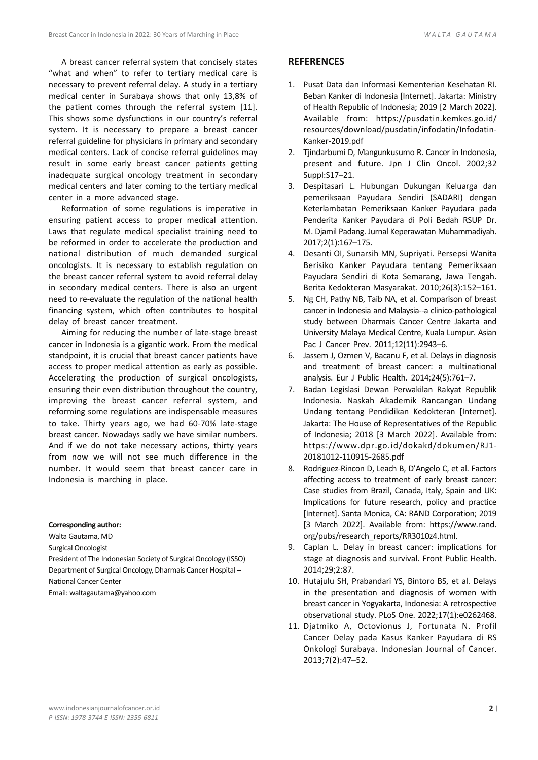A breast cancer referral system that concisely states "what and when" to refer to tertiary medical care is necessary to prevent referral delay. A study in a tertiary medical center in Surabaya shows that only 13,8% of the patient comes through the referral system [11]. This shows some dysfunctions in our country's referral system. It is necessary to prepare a breast cancer referral guideline for physicians in primary and secondary medical centers. Lack of concise referral guidelines may result in some early breast cancer patients getting inadequate surgical oncology treatment in secondary medical centers and later coming to the tertiary medical center in a more advanced stage.

Reformation of some regulations is imperative in ensuring patient access to proper medical attention. Laws that regulate medical specialist training need to be reformed in order to accelerate the production and national distribution of much demanded surgical oncologists. It is necessary to establish regulation on the breast cancer referral system to avoid referral delay in secondary medical centers. There is also an urgent need to re-evaluate the regulation of the national health financing system, which often contributes to hospital delay of breast cancer treatment.

Aiming for reducing the number of late-stage breast cancer in Indonesia is a gigantic work. From the medical standpoint, it is crucial that breast cancer patients have access to proper medical attention as early as possible. Accelerating the production of surgical oncologists, ensuring their even distribution throughout the country, improving the breast cancer referral system, and reforming some regulations are indispensable measures to take. Thirty years ago, we had 60-70% late-stage breast cancer. Nowadays sadly we have similar numbers. And if we do not take necessary actions, thirty years from now we will not see much difference in the number. It would seem that breast cancer care in Indonesia is marching in place.

**Corresponding author:**

Walta Gautama, MD
Surgical Oncologist
President of The Indonesian Society of Surgical Oncology (ISSO)
Department of Surgical Oncology, Dharmais Cancer Hospital – National Cancer Center
Email: waltagautama@yahoo.com

## REFERENCES

1. Pusat Data dan Informasi Kementerian Kesehatan RI. Beban Kanker di Indonesia [Internet]. Jakarta: Ministry of Health Republic of Indonesia; 2019 [2 March 2022]. Available from: https://pusdatin.kemkes.go.id/resources/download/pusdatin/infodatin/Infodatin-Kanker-2019.pdf
2. Tjindarbumi D, Mangunkusumo R. Cancer in Indonesia, present and future. Jpn J Clin Oncol. 2002;32 Suppl:S17–21.
3. Despitasari L. Hubungan Dukungan Keluarga dan pemeriksaan Payudara Sendiri (SADARI) dengan Keterlambatan Pemeriksaan Kanker Payudara pada Penderita Kanker Payudara di Poli Bedah RSUP Dr. M. Djamil Padang. Jurnal Keperawatan Muhammadiyah. 2017;2(1):167–175.
4. Desanti OI, Sunarsih MN, Supriyati. Persepsi Wanita Berisiko Kanker Payudara tentang Pemeriksaan Payudara Sendiri di Kota Semarang, Jawa Tengah. Berita Kedokteran Masyarakat. 2010;26(3):152–161.
5. Ng CH, Pathy NB, Taib NA, et al. Comparison of breast cancer in Indonesia and Malaysia--a clinico-pathological study between Dharmais Cancer Centre Jakarta and University Malaya Medical Centre, Kuala Lumpur. Asian Pac J Cancer Prev. 2011;12(11):2943–6.
6. Jassem J, Ozmen V, Bacanu F, et al. Delays in diagnosis and treatment of breast cancer: a multinational analysis. Eur J Public Health. 2014;24(5):761–7.
7. Badan Legislasi Dewan Perwakilan Rakyat Republik Indonesia. Naskah Akademik Rancangan Undang Undang tentang Pendidikan Kedokteran [Internet]. Jakarta: The House of Representatives of the Republic of Indonesia; 2018 [3 March 2022]. Available from: https://www.dpr.go.id/dokakd/dokumen/RJ1-20181012-110915-2685.pdf
8. Rodriguez-Rincon D, Leach B, D'Angelo C, et al. Factors affecting access to treatment of early breast cancer: Case studies from Brazil, Canada, Italy, Spain and UK: Implications for future research, policy and practice [Internet]. Santa Monica, CA: RAND Corporation; 2019 [3 March 2022]. Available from: https://www.rand.org/pubs/research_reports/RR3010z4.html.
9. Caplan L. Delay in breast cancer: implications for stage at diagnosis and survival. Front Public Health. 2014;29;2:87.
10. Hutajulu SH, Prabandari YS, Bintoro BS, et al. Delays in the presentation and diagnosis of women with breast cancer in Yogyakarta, Indonesia: A retrospective observational study. PLoS One. 2022;17(1):e0262468.
11. Djatmiko A, Octovionus J, Fortunata N. Profil Cancer Delay pada Kasus Kanker Payudara di RS Onkologi Surabaya. Indonesian Journal of Cancer. 2013;7(2):47–52.